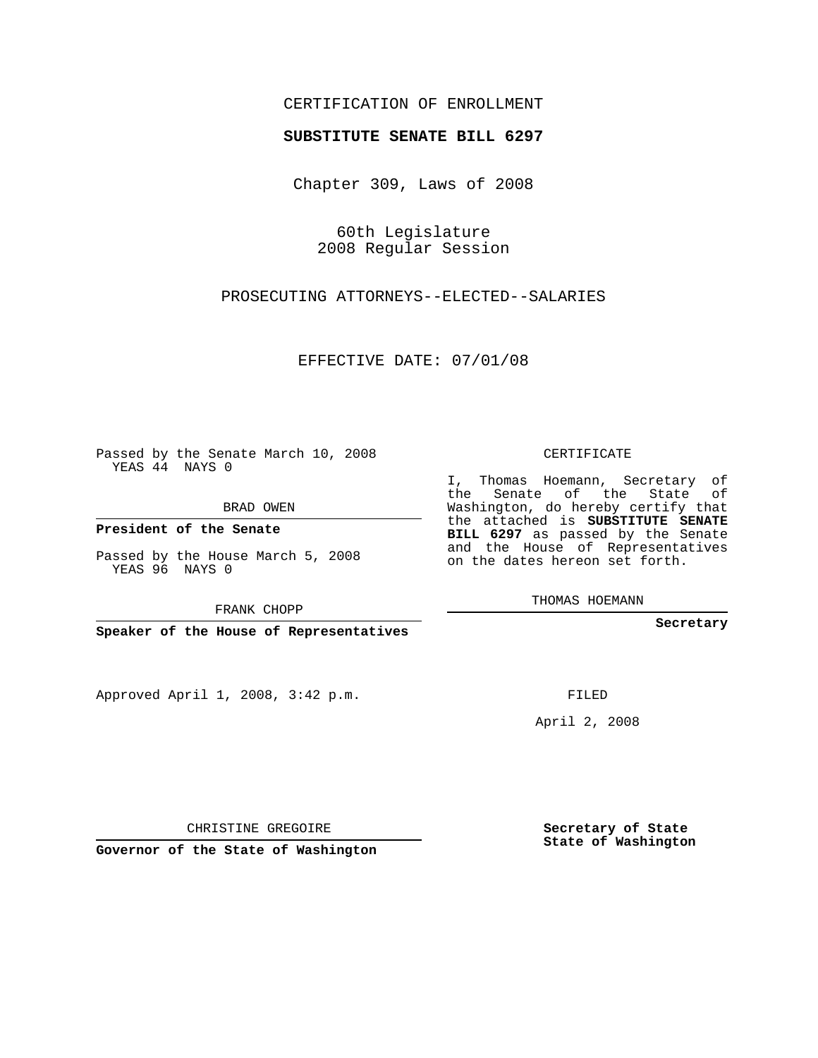CERTIFICATION OF ENROLLMENT

**SUBSTITUTE SENATE BILL 6297**

Chapter 309, Laws of 2008

60th Legislature
2008 Regular Session

PROSECUTING ATTORNEYS--ELECTED--SALARIES

EFFECTIVE DATE: 07/01/08

Passed by the Senate March 10, 2008
YEAS 44 NAYS 0

BRAD OWEN

**President of the Senate**

Passed by the House March 5, 2008
YEAS 96 NAYS 0

FRANK CHOPP

**Speaker of the House of Representatives**

CERTIFICATE

I, Thomas Hoemann, Secretary of the Senate of the State of Washington, do hereby certify that the attached is **SUBSTITUTE SENATE BILL 6297** as passed by the Senate and the House of Representatives on the dates hereon set forth.

THOMAS HOEMANN

**Secretary**

Approved April 1, 2008, 3:42 p.m.

FILED

April 2, 2008

CHRISTINE GREGOIRE

**Governor of the State of Washington**

**Secretary of State**
**State of Washington**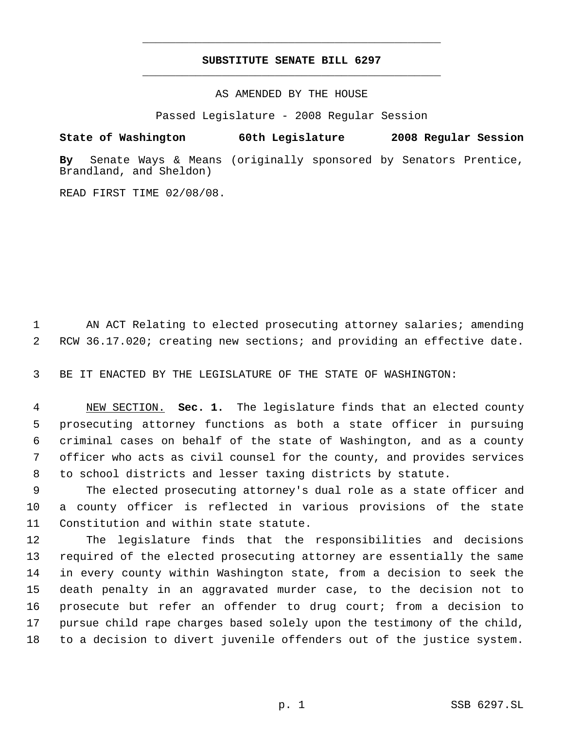# SUBSTITUTE SENATE BILL 6297

AS AMENDED BY THE HOUSE

Passed Legislature - 2008 Regular Session

**State of Washington 60th Legislature 2008 Regular Session**

**By** Senate Ways & Means (originally sponsored by Senators Prentice, Brandland, and Sheldon)

READ FIRST TIME 02/08/08.

AN ACT Relating to elected prosecuting attorney salaries; amending RCW 36.17.020; creating new sections; and providing an effective date.

BE IT ENACTED BY THE LEGISLATURE OF THE STATE OF WASHINGTON:

NEW SECTION. **Sec. 1.** The legislature finds that an elected county prosecuting attorney functions as both a state officer in pursuing criminal cases on behalf of the state of Washington, and as a county officer who acts as civil counsel for the county, and provides services to school districts and lesser taxing districts by statute.

The elected prosecuting attorney's dual role as a state officer and a county officer is reflected in various provisions of the state Constitution and within state statute.

The legislature finds that the responsibilities and decisions required of the elected prosecuting attorney are essentially the same in every county within Washington state, from a decision to seek the death penalty in an aggravated murder case, to the decision not to prosecute but refer an offender to drug court; from a decision to pursue child rape charges based solely upon the testimony of the child, to a decision to divert juvenile offenders out of the justice system.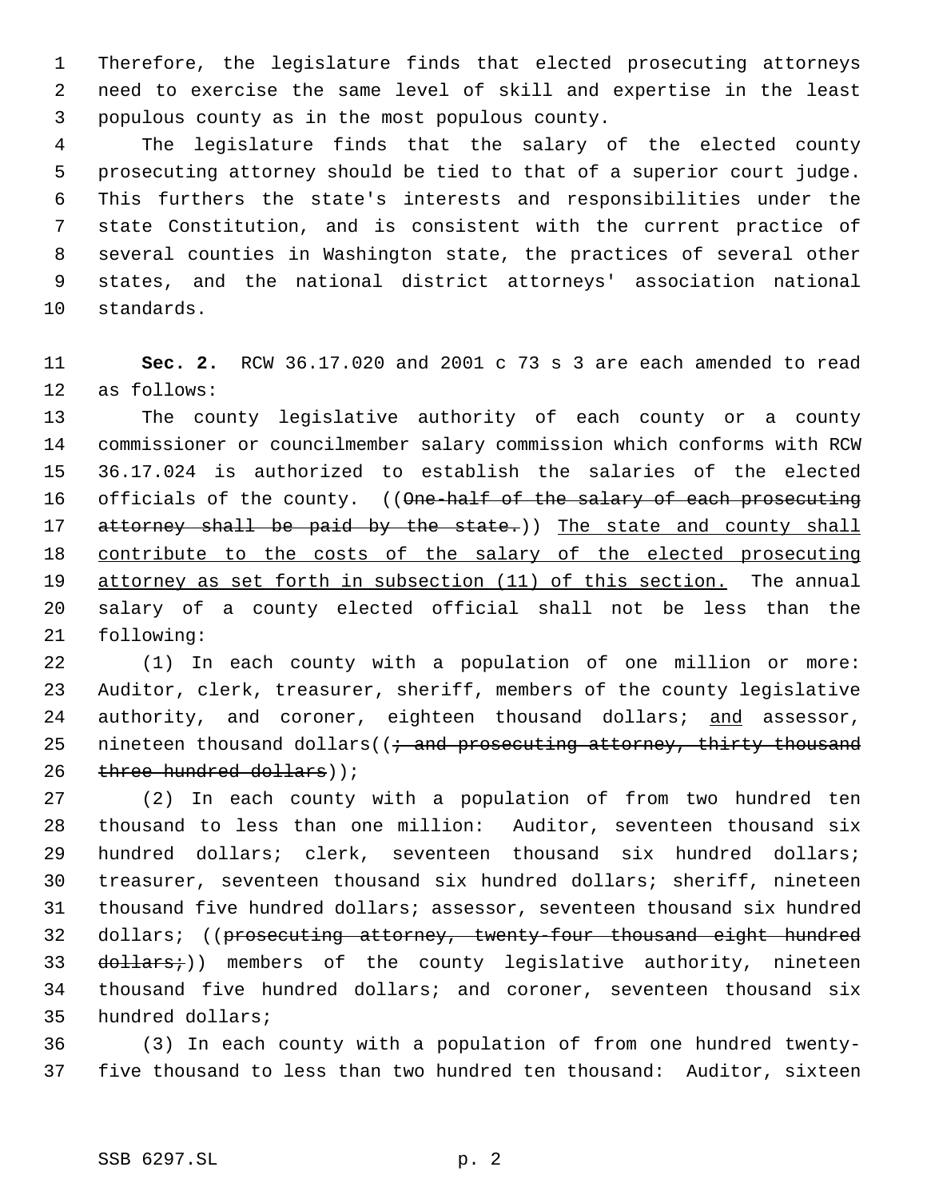Therefore, the legislature finds that elected prosecuting attorneys need to exercise the same level of skill and expertise in the least populous county as in the most populous county.

The legislature finds that the salary of the elected county prosecuting attorney should be tied to that of a superior court judge. This furthers the state's interests and responsibilities under the state Constitution, and is consistent with the current practice of several counties in Washington state, the practices of several other states, and the national district attorneys' association national standards.

**Sec. 2.** RCW 36.17.020 and 2001 c 73 s 3 are each amended to read as follows:

The county legislative authority of each county or a county commissioner or councilmember salary commission which conforms with RCW 36.17.024 is authorized to establish the salaries of the elected officials of the county. ((~~One-half of the salary of each prosecuting attorney shall be paid by the state.~~)) <u>The state and county shall contribute to the costs of the salary of the elected prosecuting attorney as set forth in subsection (11) of this section.</u> The annual salary of a county elected official shall not be less than the following:

(1) In each county with a population of one million or more: Auditor, clerk, treasurer, sheriff, members of the county legislative authority, and coroner, eighteen thousand dollars; <u>and</u> assessor, nineteen thousand dollars((~~; and prosecuting attorney, thirty thousand three hundred dollars~~));

(2) In each county with a population of from two hundred ten thousand to less than one million: Auditor, seventeen thousand six hundred dollars; clerk, seventeen thousand six hundred dollars; treasurer, seventeen thousand six hundred dollars; sheriff, nineteen thousand five hundred dollars; assessor, seventeen thousand six hundred dollars; ((~~prosecuting attorney, twenty-four thousand eight hundred dollars;~~)) members of the county legislative authority, nineteen thousand five hundred dollars; and coroner, seventeen thousand six hundred dollars;

(3) In each county with a population of from one hundred twenty-five thousand to less than two hundred ten thousand: Auditor, sixteen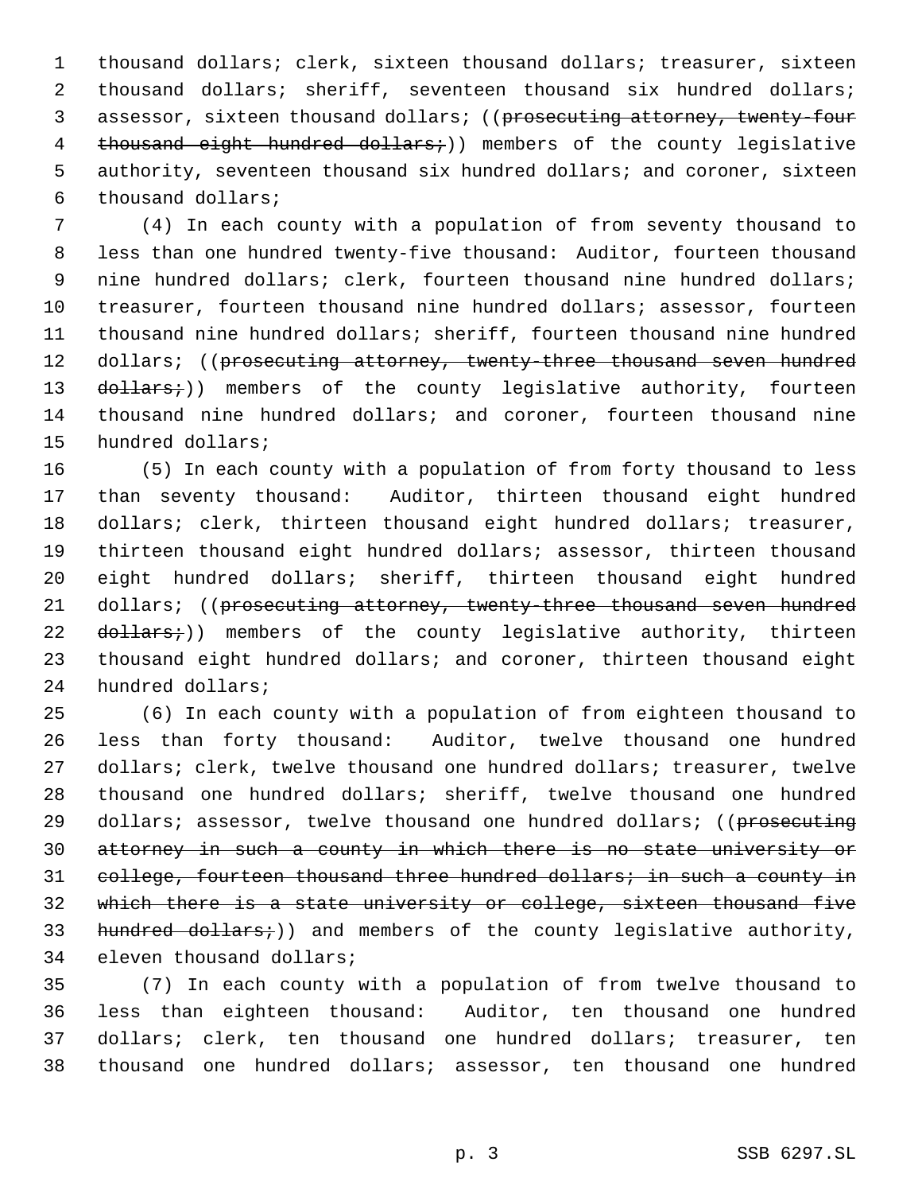thousand dollars; clerk, sixteen thousand dollars; treasurer, sixteen thousand dollars; sheriff, seventeen thousand six hundred dollars; assessor, sixteen thousand dollars; ((~~prosecuting attorney, twenty-four thousand eight hundred dollars;~~)) members of the county legislative authority, seventeen thousand six hundred dollars; and coroner, sixteen thousand dollars;

(4) In each county with a population of from seventy thousand to less than one hundred twenty-five thousand: Auditor, fourteen thousand nine hundred dollars; clerk, fourteen thousand nine hundred dollars; treasurer, fourteen thousand nine hundred dollars; assessor, fourteen thousand nine hundred dollars; sheriff, fourteen thousand nine hundred dollars; ((~~prosecuting attorney, twenty-three thousand seven hundred dollars;~~)) members of the county legislative authority, fourteen thousand nine hundred dollars; and coroner, fourteen thousand nine hundred dollars;

(5) In each county with a population of from forty thousand to less than seventy thousand: Auditor, thirteen thousand eight hundred dollars; clerk, thirteen thousand eight hundred dollars; treasurer, thirteen thousand eight hundred dollars; assessor, thirteen thousand eight hundred dollars; sheriff, thirteen thousand eight hundred dollars; ((~~prosecuting attorney, twenty-three thousand seven hundred dollars;~~)) members of the county legislative authority, thirteen thousand eight hundred dollars; and coroner, thirteen thousand eight hundred dollars;

(6) In each county with a population of from eighteen thousand to less than forty thousand: Auditor, twelve thousand one hundred dollars; clerk, twelve thousand one hundred dollars; treasurer, twelve thousand one hundred dollars; sheriff, twelve thousand one hundred dollars; assessor, twelve thousand one hundred dollars; ((~~prosecuting attorney in such a county in which there is no state university or college, fourteen thousand three hundred dollars; in such a county in which there is a state university or college, sixteen thousand five hundred dollars;~~)) and members of the county legislative authority, eleven thousand dollars;

(7) In each county with a population of from twelve thousand to less than eighteen thousand: Auditor, ten thousand one hundred dollars; clerk, ten thousand one hundred dollars; treasurer, ten thousand one hundred dollars; assessor, ten thousand one hundred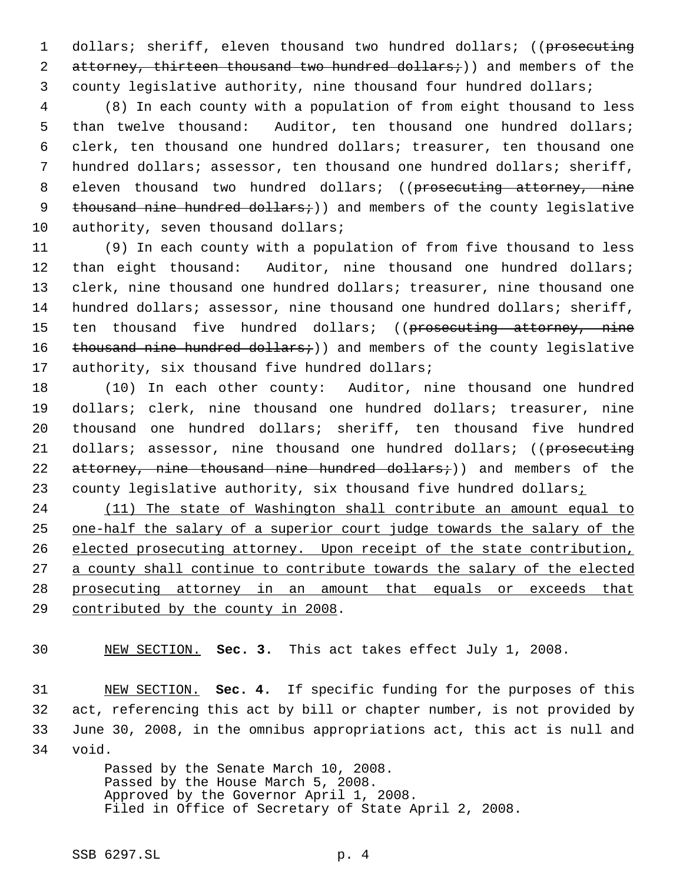dollars; sheriff, eleven thousand two hundred dollars; ((~~prosecuting attorney, thirteen thousand two hundred dollars;~~)) and members of the county legislative authority, nine thousand four hundred dollars;

(8) In each county with a population of from eight thousand to less than twelve thousand: Auditor, ten thousand one hundred dollars; clerk, ten thousand one hundred dollars; treasurer, ten thousand one hundred dollars; assessor, ten thousand one hundred dollars; sheriff, eleven thousand two hundred dollars; ((~~prosecuting attorney, nine thousand nine hundred dollars;~~)) and members of the county legislative authority, seven thousand dollars;

(9) In each county with a population of from five thousand to less than eight thousand: Auditor, nine thousand one hundred dollars; clerk, nine thousand one hundred dollars; treasurer, nine thousand one hundred dollars; assessor, nine thousand one hundred dollars; sheriff, ten thousand five hundred dollars; ((~~prosecuting attorney, nine thousand nine hundred dollars;~~)) and members of the county legislative authority, six thousand five hundred dollars;

(10) In each other county: Auditor, nine thousand one hundred dollars; clerk, nine thousand one hundred dollars; treasurer, nine thousand one hundred dollars; sheriff, ten thousand five hundred dollars; assessor, nine thousand one hundred dollars; ((~~prosecuting attorney, nine thousand nine hundred dollars;~~)) and members of the county legislative authority, six thousand five hundred dollars<u>;</u>

<u>(11) The state of Washington shall contribute an amount equal to one-half the salary of a superior court judge towards the salary of the elected prosecuting attorney. Upon receipt of the state contribution, a county shall continue to contribute towards the salary of the elected prosecuting attorney in an amount that equals or exceeds that contributed by the county in 2008</u>.

<u>NEW SECTION.</u> **Sec. 3.** This act takes effect July 1, 2008.

<u>NEW SECTION.</u> **Sec. 4.** If specific funding for the purposes of this act, referencing this act by bill or chapter number, is not provided by June 30, 2008, in the omnibus appropriations act, this act is null and void.

Passed by the Senate March 10, 2008.
Passed by the House March 5, 2008.
Approved by the Governor April 1, 2008.
Filed in Office of Secretary of State April 2, 2008.